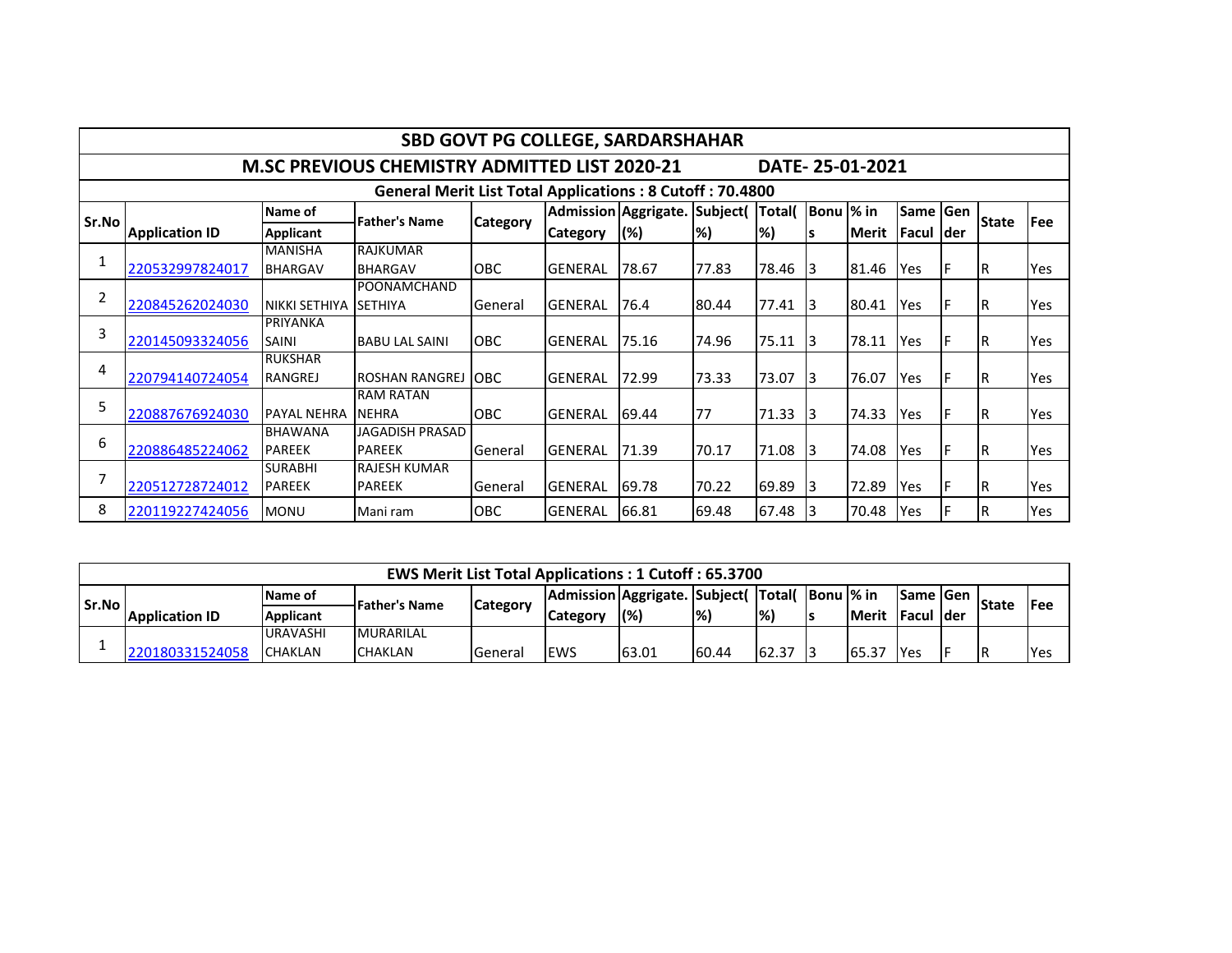# SBD GOVT PG COLLEGE, SARDARSHAHAR

## M.SC PREVIOUS CHEMISTRY ADMITTED LIST 2020-21 DATE- 25-01-2021

### General Merit List Total Applications : 8 Cutoff : 70.4800

| Sr.No | Application ID | Name of Applicant | Father's Name | Category | Admission Category | Aggrigate. (%) | Subject(%) | Total(%) | Bonus | % in Merit | Same Facul | Gender | State | Fee |
|---|---|---|---|---|---|---|---|---|---|---|---|---|---|---|
| 1 | 220532997824017 | MANISHA BHARGAV | RAJKUMAR BHARGAV | OBC | GENERAL | 78.67 | 77.83 | 78.46 | 3 | 81.46 | Yes | F | R | Yes |
| 2 | 220845262024030 | NIKKI SETHIYA | POONAMCHAND SETHIYA | General | GENERAL | 76.4 | 80.44 | 77.41 | 3 | 80.41 | Yes | F | R | Yes |
| 3 | 220145093324056 | PRIYANKA SAINI | BABU LAL SAINI | OBC | GENERAL | 75.16 | 74.96 | 75.11 | 3 | 78.11 | Yes | F | R | Yes |
| 4 | 220794140724054 | RUKSHAR RANGREJ | ROSHAN RANGREJ | OBC | GENERAL | 72.99 | 73.33 | 73.07 | 3 | 76.07 | Yes | F | R | Yes |
| 5 | 220887676924030 | PAYAL NEHRA | RAM RATAN NEHRA | OBC | GENERAL | 69.44 | 77 | 71.33 | 3 | 74.33 | Yes | F | R | Yes |
| 6 | 220886485224062 | BHAWANA PAREEK | JAGADISH PRASAD PAREEK | General | GENERAL | 71.39 | 70.17 | 71.08 | 3 | 74.08 | Yes | F | R | Yes |
| 7 | 220512728724012 | SURABHI PAREEK | RAJESH KUMAR PAREEK | General | GENERAL | 69.78 | 70.22 | 69.89 | 3 | 72.89 | Yes | F | R | Yes |
| 8 | 220119227424056 | MONU | Mani ram | OBC | GENERAL | 66.81 | 69.48 | 67.48 | 3 | 70.48 | Yes | F | R | Yes |

### EWS Merit List Total Applications : 1 Cutoff : 65.3700

| Sr.No | Application ID | Name of Applicant | Father's Name | Category | Admission Category | Aggrigate. (%) | Subject(%) | Total(%) | Bonus | % in Merit | Same Facul | Gender | State | Fee |
|---|---|---|---|---|---|---|---|---|---|---|---|---|---|---|
| 1 | 220180331524058 | URAVASHI CHAKLAN | MURARILAL CHAKLAN | General | EWS | 63.01 | 60.44 | 62.37 | 3 | 65.37 | Yes | F | R | Yes |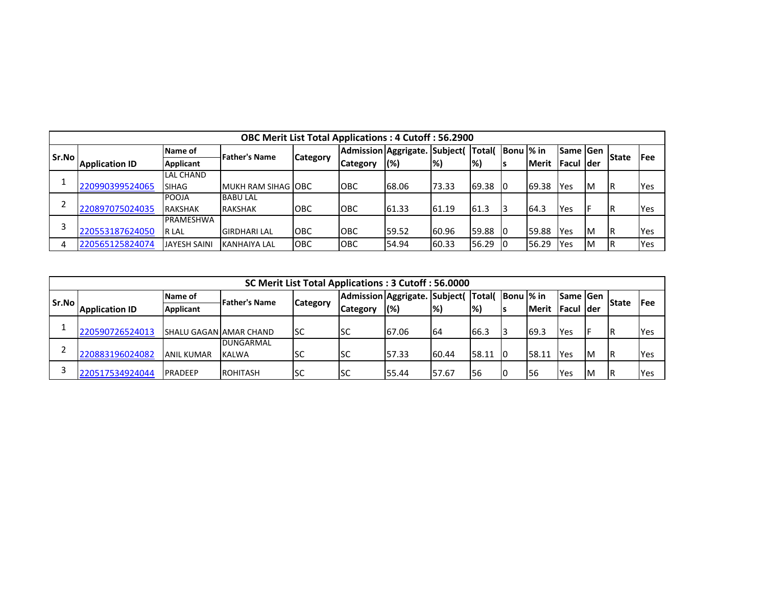| OBC Merit List Total Applications : 4 Cutoff : 56.2900 | | | | | | | | | | | | | | | |
|---|---|---|---|---|---|---|---|---|---|---|---|---|---|---|---|
| Sr.No | Application ID | Name of Applicant | Father's Name | Category | Admission Category | Aggrigate.(%) | Subject(%) | Total(%) | Bonus | % in Merit | Same Facul | Gender | State | Fee |
| 1 | 220990399524065 | LAL CHAND SIHAG | MUKH RAM SIHAG | OBC | OBC | 68.06 | 73.33 | 69.38 | 0 | 69.38 | Yes | M | R | Yes |
| 2 | 220897075024035 | POOJA RAKSHAK | BABU LAL RAKSHAK | OBC | OBC | 61.33 | 61.19 | 61.3 | 3 | 64.3 | Yes | F | R | Yes |
| 3 | 220553187624050 | PRAMESHWAR LAL | GIRDHARI LAL | OBC | OBC | 59.52 | 60.96 | 59.88 | 0 | 59.88 | Yes | M | R | Yes |
| 4 | 220565125824074 | JAYESH SAINI | KANHAIYA LAL | OBC | OBC | 54.94 | 60.33 | 56.29 | 0 | 56.29 | Yes | M | R | Yes |

| SC Merit List Total Applications : 3 Cutoff : 56.0000 | | | | | | | | | | | | | | |
|---|---|---|---|---|---|---|---|---|---|---|---|---|---|---|
| Sr.No | Application ID | Name of Applicant | Father's Name | Category | Admission Category | Aggrigate.(%) | Subject(%) | Total(%) | Bonus | % in Merit | Same Facul | Gender | State | Fee |
| 1 | 220590726524013 | SHALU GAGAN | AMAR CHAND | SC | SC | 67.06 | 64 | 66.3 | 3 | 69.3 | Yes | F | R | Yes |
| 2 | 220883196024082 | ANIL KUMAR | DUNGARMAL KALWA | SC | SC | 57.33 | 60.44 | 58.11 | 0 | 58.11 | Yes | M | R | Yes |
| 3 | 220517534924044 | PRADEEP | ROHITASH | SC | SC | 55.44 | 57.67 | 56 | 0 | 56 | Yes | M | R | Yes |